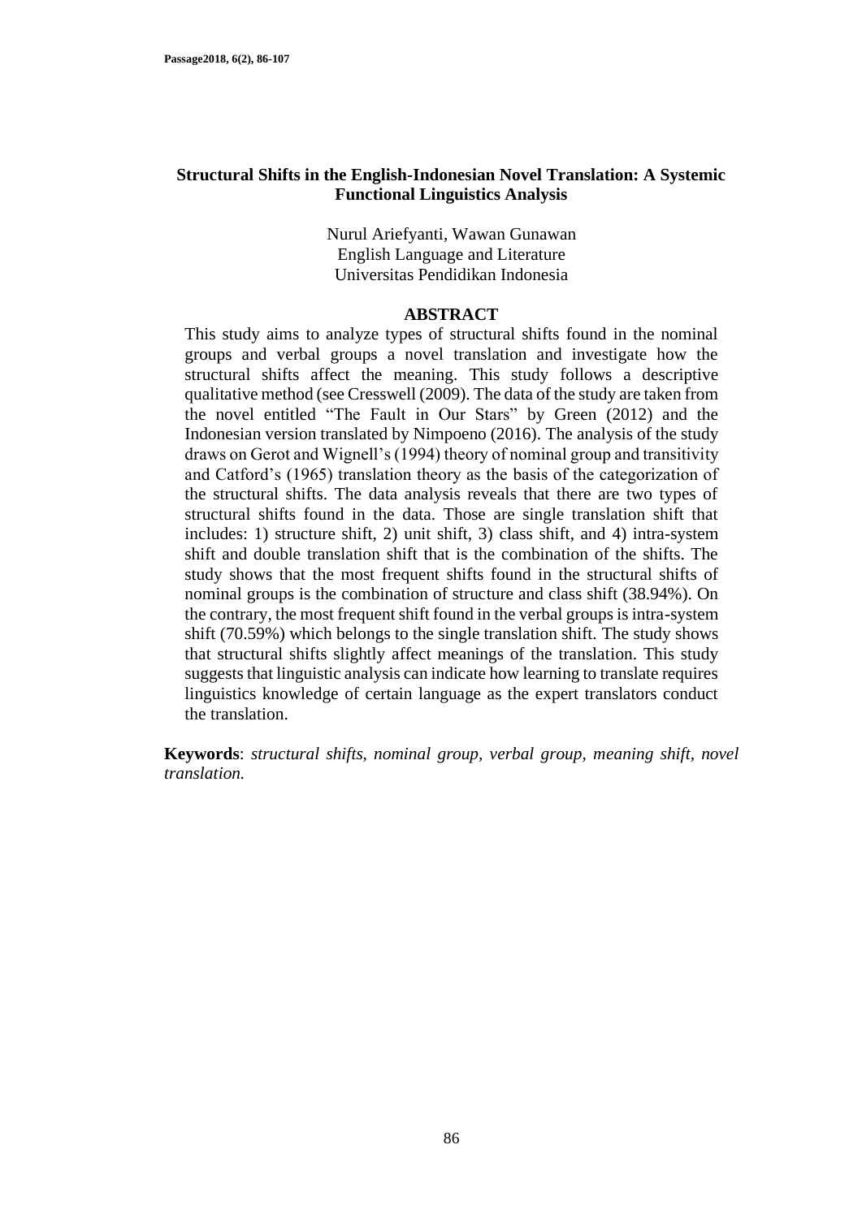# Structural Shifts in the English-Indonesian Novel Translation: A Systemic Functional Linguistics Analysis

Nurul Ariefyanti, Wawan Gunawan
English Language and Literature
Universitas Pendidikan Indonesia

## ABSTRACT

This study aims to analyze types of structural shifts found in the nominal groups and verbal groups a novel translation and investigate how the structural shifts affect the meaning. This study follows a descriptive qualitative method (see Cresswell (2009). The data of the study are taken from the novel entitled "The Fault in Our Stars" by Green (2012) and the Indonesian version translated by Nimpoeno (2016). The analysis of the study draws on Gerot and Wignell's (1994) theory of nominal group and transitivity and Catford's (1965) translation theory as the basis of the categorization of the structural shifts. The data analysis reveals that there are two types of structural shifts found in the data. Those are single translation shift that includes: 1) structure shift, 2) unit shift, 3) class shift, and 4) intra-system shift and double translation shift that is the combination of the shifts. The study shows that the most frequent shifts found in the structural shifts of nominal groups is the combination of structure and class shift (38.94%). On the contrary, the most frequent shift found in the verbal groups is intra-system shift (70.59%) which belongs to the single translation shift. The study shows that structural shifts slightly affect meanings of the translation. This study suggests that linguistic analysis can indicate how learning to translate requires linguistics knowledge of certain language as the expert translators conduct the translation.

**Keywords**: *structural shifts, nominal group, verbal group, meaning shift, novel translation.*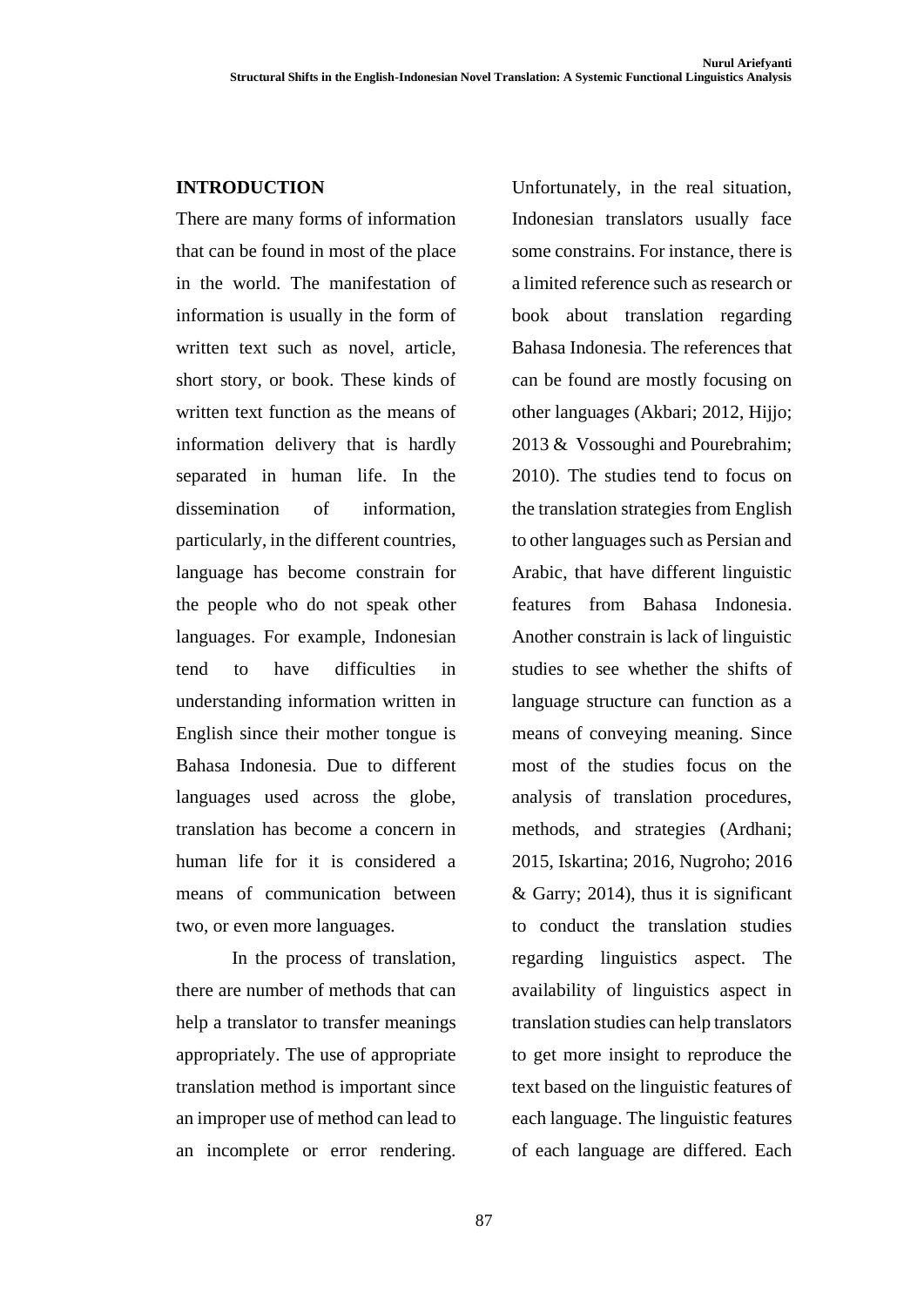## INTRODUCTION

There are many forms of information that can be found in most of the place in the world. The manifestation of information is usually in the form of written text such as novel, article, short story, or book. These kinds of written text function as the means of information delivery that is hardly separated in human life. In the dissemination of information, particularly, in the different countries, language has become constrain for the people who do not speak other languages. For example, Indonesian tend to have difficulties in understanding information written in English since their mother tongue is Bahasa Indonesia. Due to different languages used across the globe, translation has become a concern in human life for it is considered a means of communication between two, or even more languages.

In the process of translation, there are number of methods that can help a translator to transfer meanings appropriately. The use of appropriate translation method is important since an improper use of method can lead to an incomplete or error rendering. Unfortunately, in the real situation, Indonesian translators usually face some constrains. For instance, there is a limited reference such as research or book about translation regarding Bahasa Indonesia. The references that can be found are mostly focusing on other languages (Akbari; 2012, Hijjo; 2013 & Vossoughi and Pourebrahim; 2010). The studies tend to focus on the translation strategies from English to other languages such as Persian and Arabic, that have different linguistic features from Bahasa Indonesia. Another constrain is lack of linguistic studies to see whether the shifts of language structure can function as a means of conveying meaning. Since most of the studies focus on the analysis of translation procedures, methods, and strategies (Ardhani; 2015, Iskartina; 2016, Nugroho; 2016 & Garry; 2014), thus it is significant to conduct the translation studies regarding linguistics aspect. The availability of linguistics aspect in translation studies can help translators to get more insight to reproduce the text based on the linguistic features of each language. The linguistic features of each language are differed. Each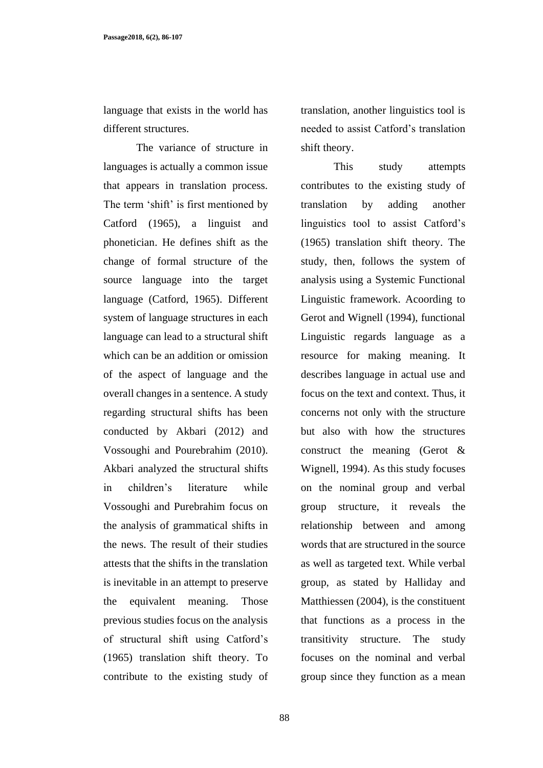language that exists in the world has different structures.

The variance of structure in languages is actually a common issue that appears in translation process. The term 'shift' is first mentioned by Catford (1965), a linguist and phonetician. He defines shift as the change of formal structure of the source language into the target language (Catford, 1965). Different system of language structures in each language can lead to a structural shift which can be an addition or omission of the aspect of language and the overall changes in a sentence. A study regarding structural shifts has been conducted by Akbari (2012) and Vossoughi and Pourebrahim (2010). Akbari analyzed the structural shifts in children's literature while Vossoughi and Purebrahim focus on the analysis of grammatical shifts in the news. The result of their studies attests that the shifts in the translation is inevitable in an attempt to preserve the equivalent meaning. Those previous studies focus on the analysis of structural shift using Catford's (1965) translation shift theory. To contribute to the existing study of translation, another linguistics tool is needed to assist Catford's translation shift theory.

This study attempts contributes to the existing study of translation by adding another linguistics tool to assist Catford's (1965) translation shift theory. The study, then, follows the system of analysis using a Systemic Functional Linguistic framework. Acoording to Gerot and Wignell (1994), functional Linguistic regards language as a resource for making meaning. It describes language in actual use and focus on the text and context. Thus, it concerns not only with the structure but also with how the structures construct the meaning (Gerot & Wignell, 1994). As this study focuses on the nominal group and verbal group structure, it reveals the relationship between and among words that are structured in the source as well as targeted text. While verbal group, as stated by Halliday and Matthiessen (2004), is the constituent that functions as a process in the transitivity structure. The study focuses on the nominal and verbal group since they function as a mean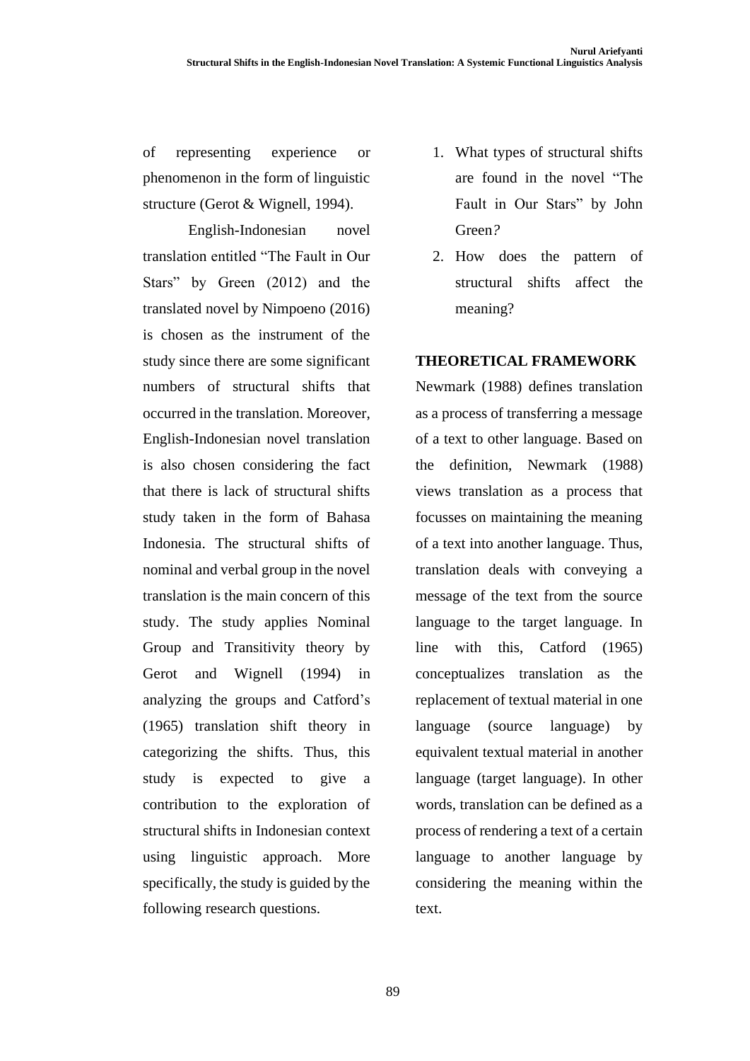of representing experience or phenomenon in the form of linguistic structure (Gerot & Wignell, 1994).

English-Indonesian novel translation entitled "The Fault in Our Stars" by Green (2012) and the translated novel by Nimpoeno (2016) is chosen as the instrument of the study since there are some significant numbers of structural shifts that occurred in the translation. Moreover, English-Indonesian novel translation is also chosen considering the fact that there is lack of structural shifts study taken in the form of Bahasa Indonesia. The structural shifts of nominal and verbal group in the novel translation is the main concern of this study. The study applies Nominal Group and Transitivity theory by Gerot and Wignell (1994) in analyzing the groups and Catford's (1965) translation shift theory in categorizing the shifts. Thus, this study is expected to give a contribution to the exploration of structural shifts in Indonesian context using linguistic approach. More specifically, the study is guided by the following research questions.

1. What types of structural shifts are found in the novel "The Fault in Our Stars" by John Green*?*
2. How does the pattern of structural shifts affect the meaning?

**THEORETICAL FRAMEWORK**

Newmark (1988) defines translation as a process of transferring a message of a text to other language. Based on the definition, Newmark (1988) views translation as a process that focusses on maintaining the meaning of a text into another language. Thus, translation deals with conveying a message of the text from the source language to the target language. In line with this, Catford (1965) conceptualizes translation as the replacement of textual material in one language (source language) by equivalent textual material in another language (target language). In other words, translation can be defined as a process of rendering a text of a certain language to another language by considering the meaning within the text.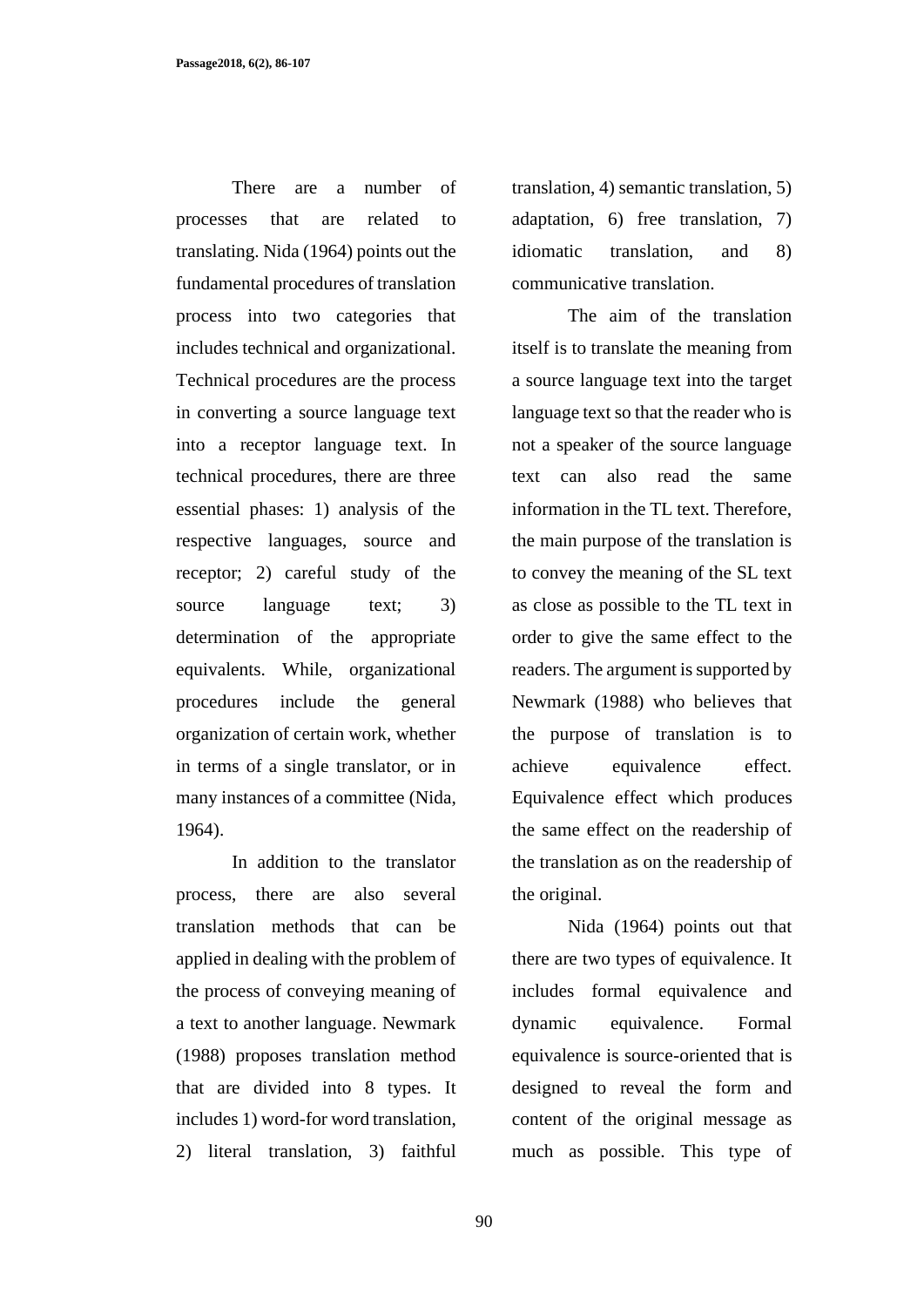There are a number of processes that are related to translating. Nida (1964) points out the fundamental procedures of translation process into two categories that includes technical and organizational. Technical procedures are the process in converting a source language text into a receptor language text. In technical procedures, there are three essential phases: 1) analysis of the respective languages, source and receptor; 2) careful study of the source language text; 3) determination of the appropriate equivalents. While, organizational procedures include the general organization of certain work, whether in terms of a single translator, or in many instances of a committee (Nida, 1964).

In addition to the translator process, there are also several translation methods that can be applied in dealing with the problem of the process of conveying meaning of a text to another language. Newmark (1988) proposes translation method that are divided into 8 types. It includes 1) word-for word translation, 2) literal translation, 3) faithful translation, 4) semantic translation, 5) adaptation, 6) free translation, 7) idiomatic translation, and 8) communicative translation.

The aim of the translation itself is to translate the meaning from a source language text into the target language text so that the reader who is not a speaker of the source language text can also read the same information in the TL text. Therefore, the main purpose of the translation is to convey the meaning of the SL text as close as possible to the TL text in order to give the same effect to the readers. The argument is supported by Newmark (1988) who believes that the purpose of translation is to achieve equivalence effect. Equivalence effect which produces the same effect on the readership of the translation as on the readership of the original.

Nida (1964) points out that there are two types of equivalence. It includes formal equivalence and dynamic equivalence. Formal equivalence is source-oriented that is designed to reveal the form and content of the original message as much as possible. This type of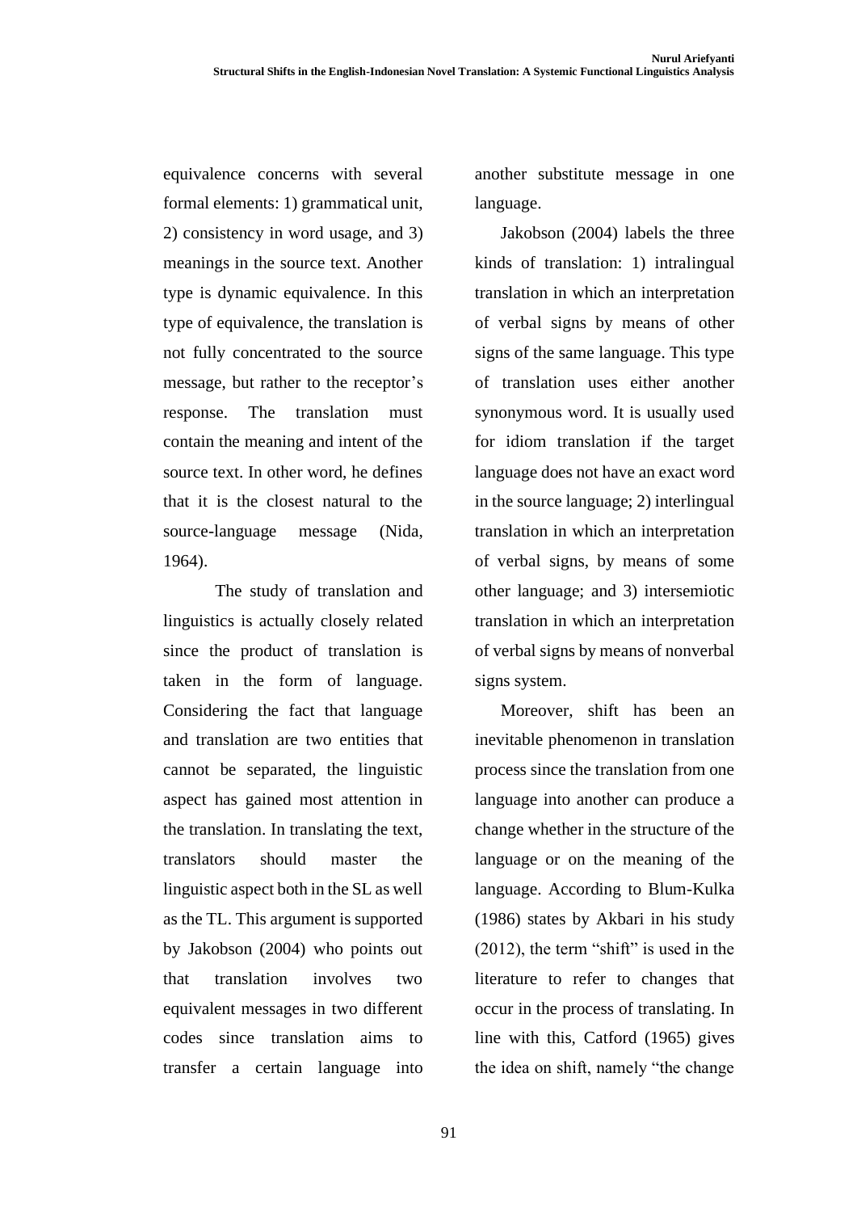equivalence concerns with several formal elements: 1) grammatical unit, 2) consistency in word usage, and 3) meanings in the source text. Another type is dynamic equivalence. In this type of equivalence, the translation is not fully concentrated to the source message, but rather to the receptor's response. The translation must contain the meaning and intent of the source text. In other word, he defines that it is the closest natural to the source-language message (Nida, 1964).

The study of translation and linguistics is actually closely related since the product of translation is taken in the form of language. Considering the fact that language and translation are two entities that cannot be separated, the linguistic aspect has gained most attention in the translation. In translating the text, translators should master the linguistic aspect both in the SL as well as the TL. This argument is supported by Jakobson (2004) who points out that translation involves two equivalent messages in two different codes since translation aims to transfer a certain language into another substitute message in one language.

Jakobson (2004) labels the three kinds of translation: 1) intralingual translation in which an interpretation of verbal signs by means of other signs of the same language. This type of translation uses either another synonymous word. It is usually used for idiom translation if the target language does not have an exact word in the source language; 2) interlingual translation in which an interpretation of verbal signs, by means of some other language; and 3) intersemiotic translation in which an interpretation of verbal signs by means of nonverbal signs system.

Moreover, shift has been an inevitable phenomenon in translation process since the translation from one language into another can produce a change whether in the structure of the language or on the meaning of the language. According to Blum-Kulka (1986) states by Akbari in his study (2012), the term "shift" is used in the literature to refer to changes that occur in the process of translating. In line with this, Catford (1965) gives the idea on shift, namely "the change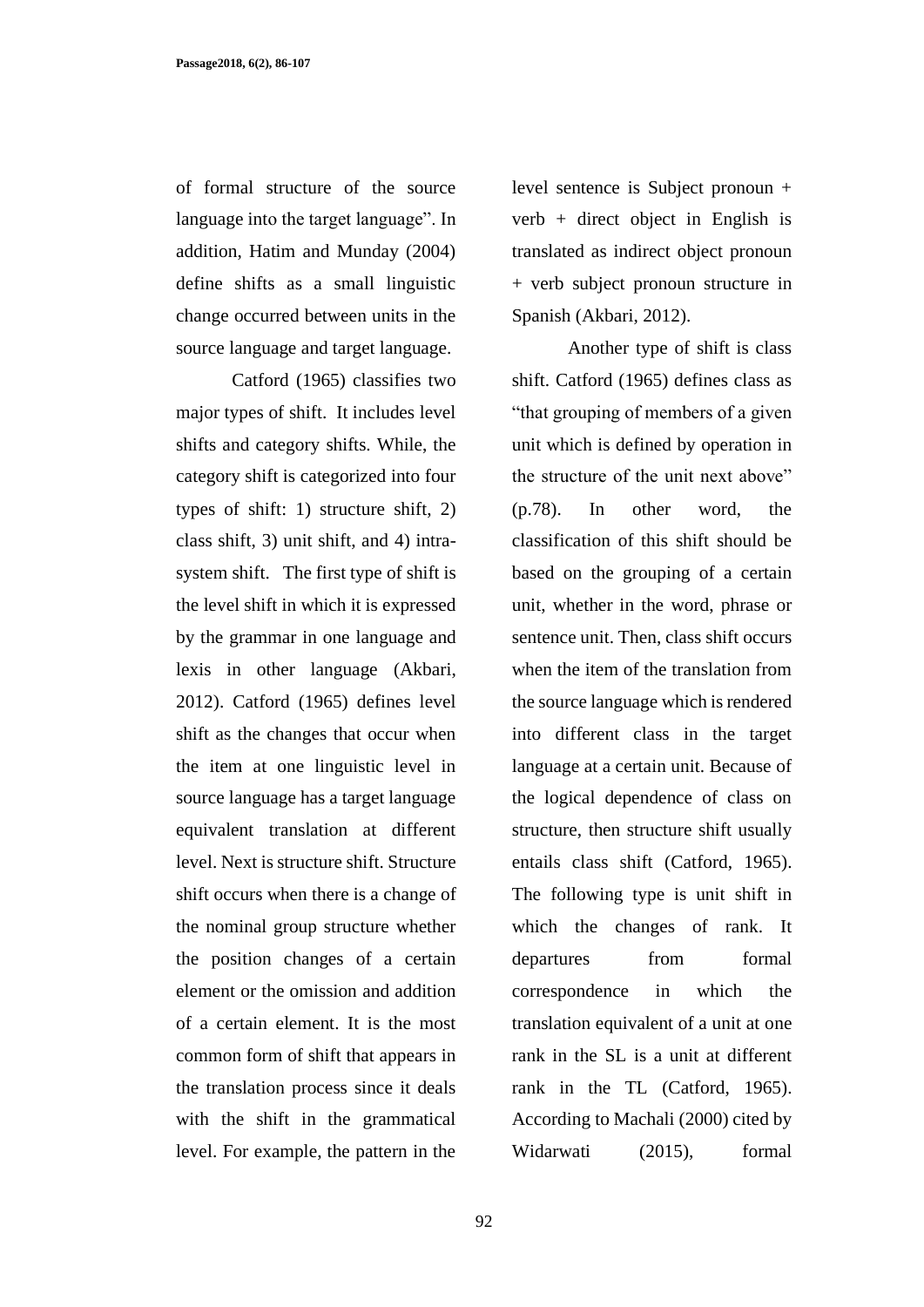of formal structure of the source language into the target language". In addition, Hatim and Munday (2004) define shifts as a small linguistic change occurred between units in the source language and target language.

Catford (1965) classifies two major types of shift. It includes level shifts and category shifts. While, the category shift is categorized into four types of shift: 1) structure shift, 2) class shift, 3) unit shift, and 4) intra-system shift. The first type of shift is the level shift in which it is expressed by the grammar in one language and lexis in other language (Akbari, 2012). Catford (1965) defines level shift as the changes that occur when the item at one linguistic level in source language has a target language equivalent translation at different level. Next is structure shift. Structure shift occurs when there is a change of the nominal group structure whether the position changes of a certain element or the omission and addition of a certain element. It is the most common form of shift that appears in the translation process since it deals with the shift in the grammatical level. For example, the pattern in the level sentence is Subject pronoun + verb + direct object in English is translated as indirect object pronoun + verb subject pronoun structure in Spanish (Akbari, 2012).

Another type of shift is class shift. Catford (1965) defines class as "that grouping of members of a given unit which is defined by operation in the structure of the unit next above" (p.78). In other word, the classification of this shift should be based on the grouping of a certain unit, whether in the word, phrase or sentence unit. Then, class shift occurs when the item of the translation from the source language which is rendered into different class in the target language at a certain unit. Because of the logical dependence of class on structure, then structure shift usually entails class shift (Catford, 1965). The following type is unit shift in which the changes of rank. It departures from formal correspondence in which the translation equivalent of a unit at one rank in the SL is a unit at different rank in the TL (Catford, 1965). According to Machali (2000) cited by Widarwati (2015), formal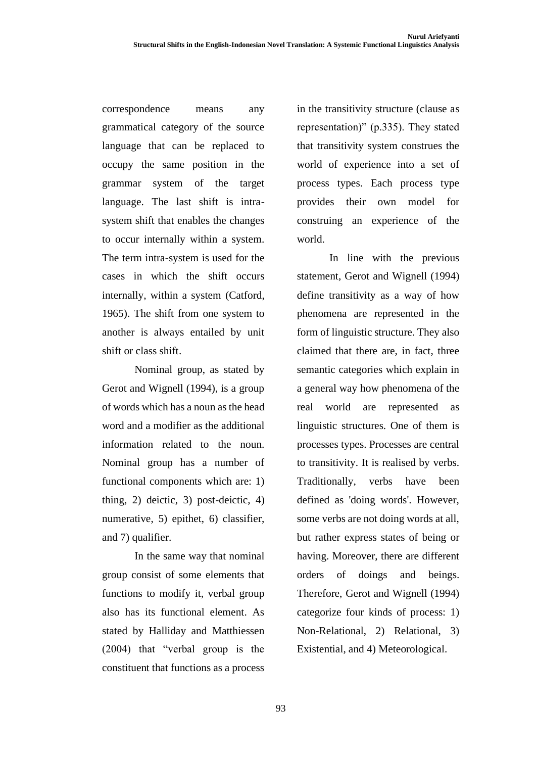correspondence means any grammatical category of the source language that can be replaced to occupy the same position in the grammar system of the target language. The last shift is intra-system shift that enables the changes to occur internally within a system. The term intra-system is used for the cases in which the shift occurs internally, within a system (Catford, 1965). The shift from one system to another is always entailed by unit shift or class shift.

Nominal group, as stated by Gerot and Wignell (1994), is a group of words which has a noun as the head word and a modifier as the additional information related to the noun. Nominal group has a number of functional components which are: 1) thing, 2) deictic, 3) post-deictic, 4) numerative, 5) epithet, 6) classifier, and 7) qualifier.

In the same way that nominal group consist of some elements that functions to modify it, verbal group also has its functional element. As stated by Halliday and Matthiessen (2004) that "verbal group is the constituent that functions as a process in the transitivity structure (clause as representation)" (p.335). They stated that transitivity system construes the world of experience into a set of process types. Each process type provides their own model for construing an experience of the world.

In line with the previous statement, Gerot and Wignell (1994) define transitivity as a way of how phenomena are represented in the form of linguistic structure. They also claimed that there are, in fact, three semantic categories which explain in a general way how phenomena of the real world are represented as linguistic structures. One of them is processes types. Processes are central to transitivity. It is realised by verbs. Traditionally, verbs have been defined as 'doing words'. However, some verbs are not doing words at all, but rather express states of being or having. Moreover, there are different orders of doings and beings. Therefore, Gerot and Wignell (1994) categorize four kinds of process: 1) Non-Relational, 2) Relational, 3) Existential, and 4) Meteorological.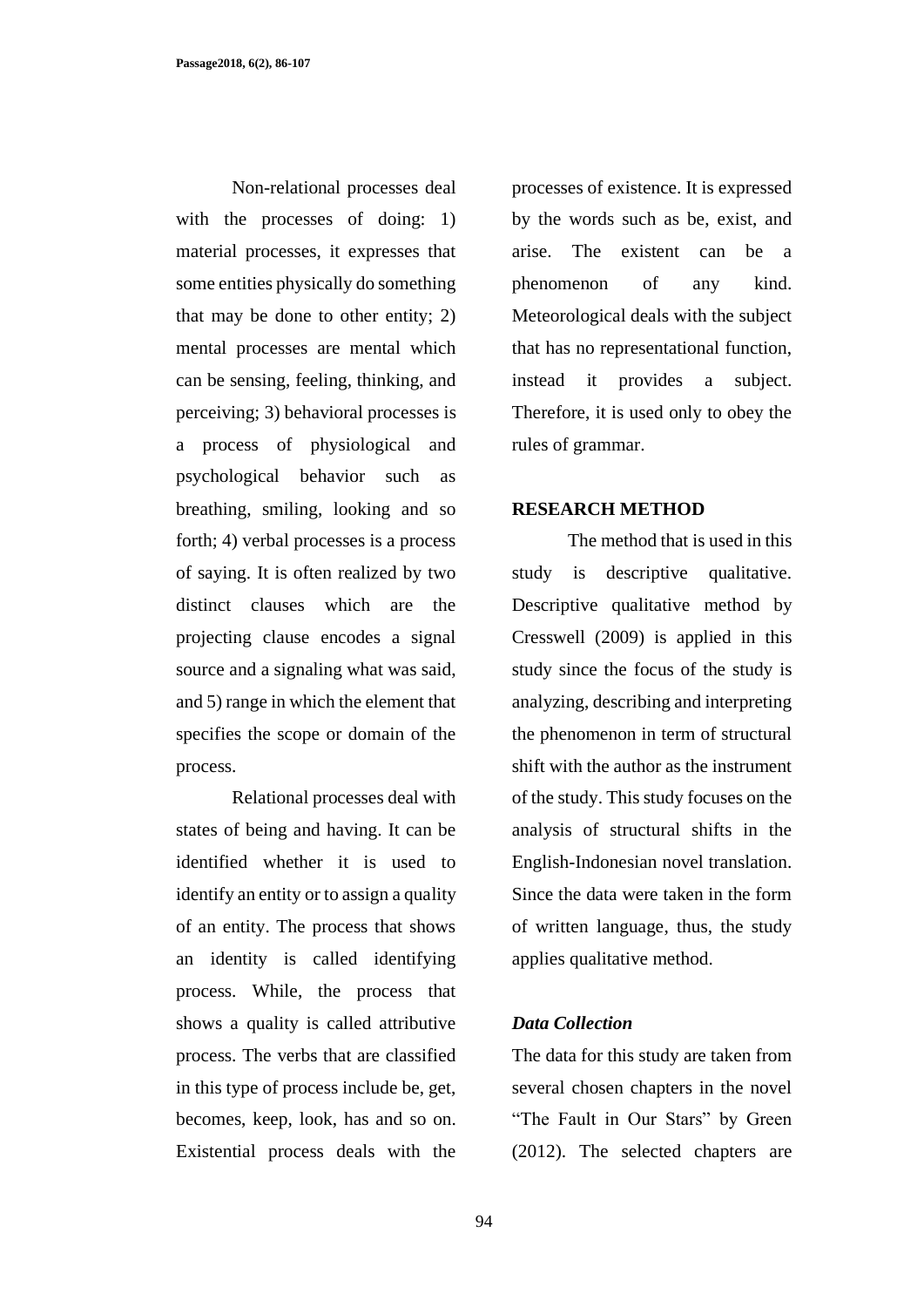Non-relational processes deal with the processes of doing: 1) material processes, it expresses that some entities physically do something that may be done to other entity; 2) mental processes are mental which can be sensing, feeling, thinking, and perceiving; 3) behavioral processes is a process of physiological and psychological behavior such as breathing, smiling, looking and so forth; 4) verbal processes is a process of saying. It is often realized by two distinct clauses which are the projecting clause encodes a signal source and a signaling what was said, and 5) range in which the element that specifies the scope or domain of the process.

Relational processes deal with states of being and having. It can be identified whether it is used to identify an entity or to assign a quality of an entity. The process that shows an identity is called identifying process. While, the process that shows a quality is called attributive process. The verbs that are classified in this type of process include be, get, becomes, keep, look, has and so on. Existential process deals with the processes of existence. It is expressed by the words such as be, exist, and arise. The existent can be a phenomenon of any kind. Meteorological deals with the subject that has no representational function, instead it provides a subject. Therefore, it is used only to obey the rules of grammar.

## RESEARCH METHOD

The method that is used in this study is descriptive qualitative. Descriptive qualitative method by Cresswell (2009) is applied in this study since the focus of the study is analyzing, describing and interpreting the phenomenon in term of structural shift with the author as the instrument of the study. This study focuses on the analysis of structural shifts in the English-Indonesian novel translation. Since the data were taken in the form of written language, thus, the study applies qualitative method.

### *Data Collection*

The data for this study are taken from several chosen chapters in the novel "The Fault in Our Stars" by Green (2012). The selected chapters are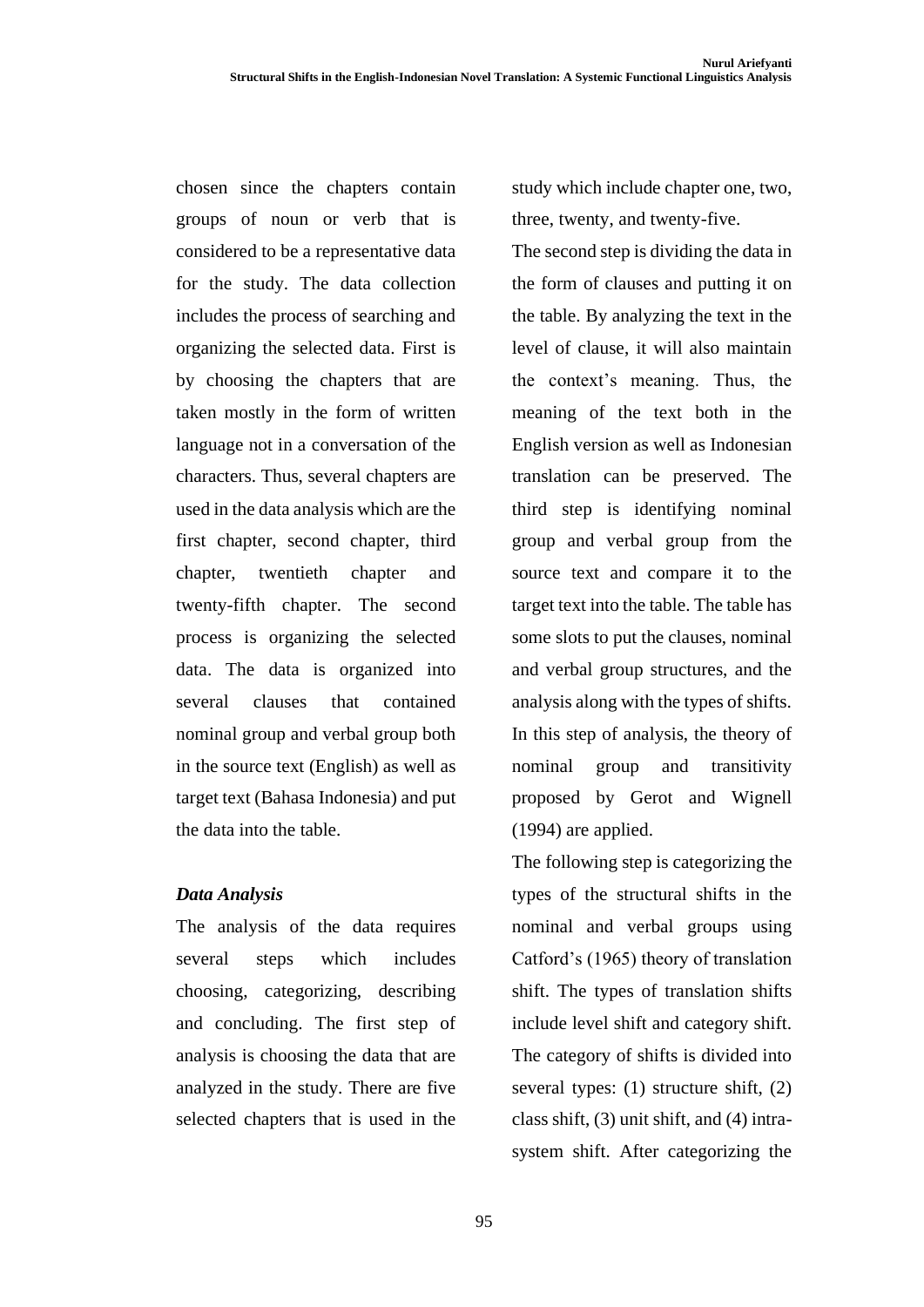chosen since the chapters contain groups of noun or verb that is considered to be a representative data for the study. The data collection includes the process of searching and organizing the selected data. First is by choosing the chapters that are taken mostly in the form of written language not in a conversation of the characters. Thus, several chapters are used in the data analysis which are the first chapter, second chapter, third chapter, twentieth chapter and twenty-fifth chapter. The second process is organizing the selected data. The data is organized into several clauses that contained nominal group and verbal group both in the source text (English) as well as target text (Bahasa Indonesia) and put the data into the table.

### *Data Analysis*

The analysis of the data requires several steps which includes choosing, categorizing, describing and concluding. The first step of analysis is choosing the data that are analyzed in the study. There are five selected chapters that is used in the study which include chapter one, two, three, twenty, and twenty-five.

The second step is dividing the data in the form of clauses and putting it on the table. By analyzing the text in the level of clause, it will also maintain the context's meaning. Thus, the meaning of the text both in the English version as well as Indonesian translation can be preserved. The third step is identifying nominal group and verbal group from the source text and compare it to the target text into the table. The table has some slots to put the clauses, nominal and verbal group structures, and the analysis along with the types of shifts. In this step of analysis, the theory of nominal group and transitivity proposed by Gerot and Wignell (1994) are applied.

The following step is categorizing the types of the structural shifts in the nominal and verbal groups using Catford's (1965) theory of translation shift. The types of translation shifts include level shift and category shift. The category of shifts is divided into several types: (1) structure shift, (2) class shift, (3) unit shift, and (4) intra-system shift. After categorizing the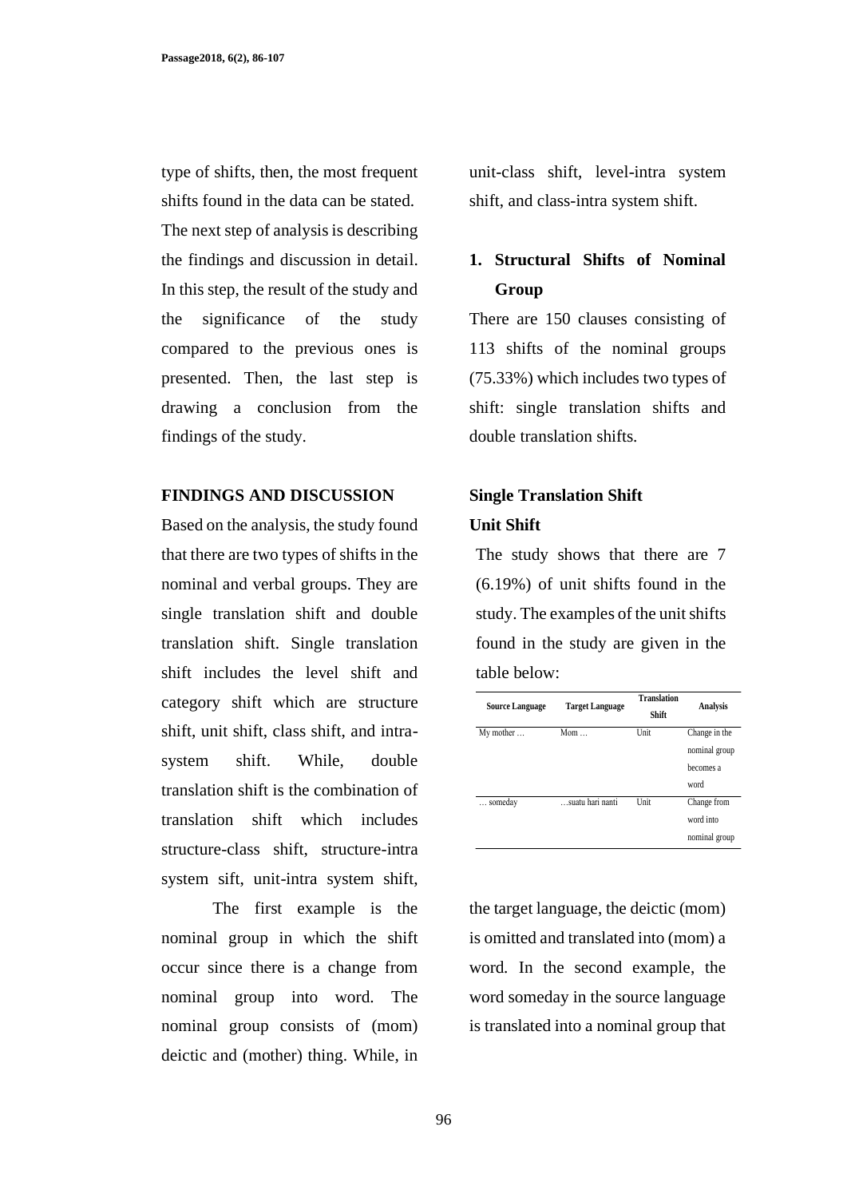type of shifts, then, the most frequent shifts found in the data can be stated. The next step of analysis is describing the findings and discussion in detail. In this step, the result of the study and the significance of the study compared to the previous ones is presented. Then, the last step is drawing a conclusion from the findings of the study.

## FINDINGS AND DISCUSSION

Based on the analysis, the study found that there are two types of shifts in the nominal and verbal groups. They are single translation shift and double translation shift. Single translation shift includes the level shift and category shift which are structure shift, unit shift, class shift, and intra-system shift. While, double translation shift is the combination of translation shift which includes structure-class shift, structure-intra system sift, unit-intra system shift, unit-class shift, level-intra system shift, and class-intra system shift.

### 1. Structural Shifts of Nominal Group

There are 150 clauses consisting of 113 shifts of the nominal groups (75.33%) which includes two types of shift: single translation shifts and double translation shifts.

**Single Translation Shift**

**Unit Shift**

The study shows that there are 7 (6.19%) of unit shifts found in the study. The examples of the unit shifts found in the study are given in the table below:

| Source Language | Target Language | Translation Shift | Analysis |
|---|---|---|---|
| My mother … | Mom … | Unit | Change in the nominal group becomes a word |
| … someday | …suatu hari nanti | Unit | Change from word into nominal group |

The first example is the nominal group in which the shift occur since there is a change from nominal group into word. The nominal group consists of (mom) deictic and (mother) thing. While, in the target language, the deictic (mom) is omitted and translated into (mom) a word. In the second example, the word someday in the source language is translated into a nominal group that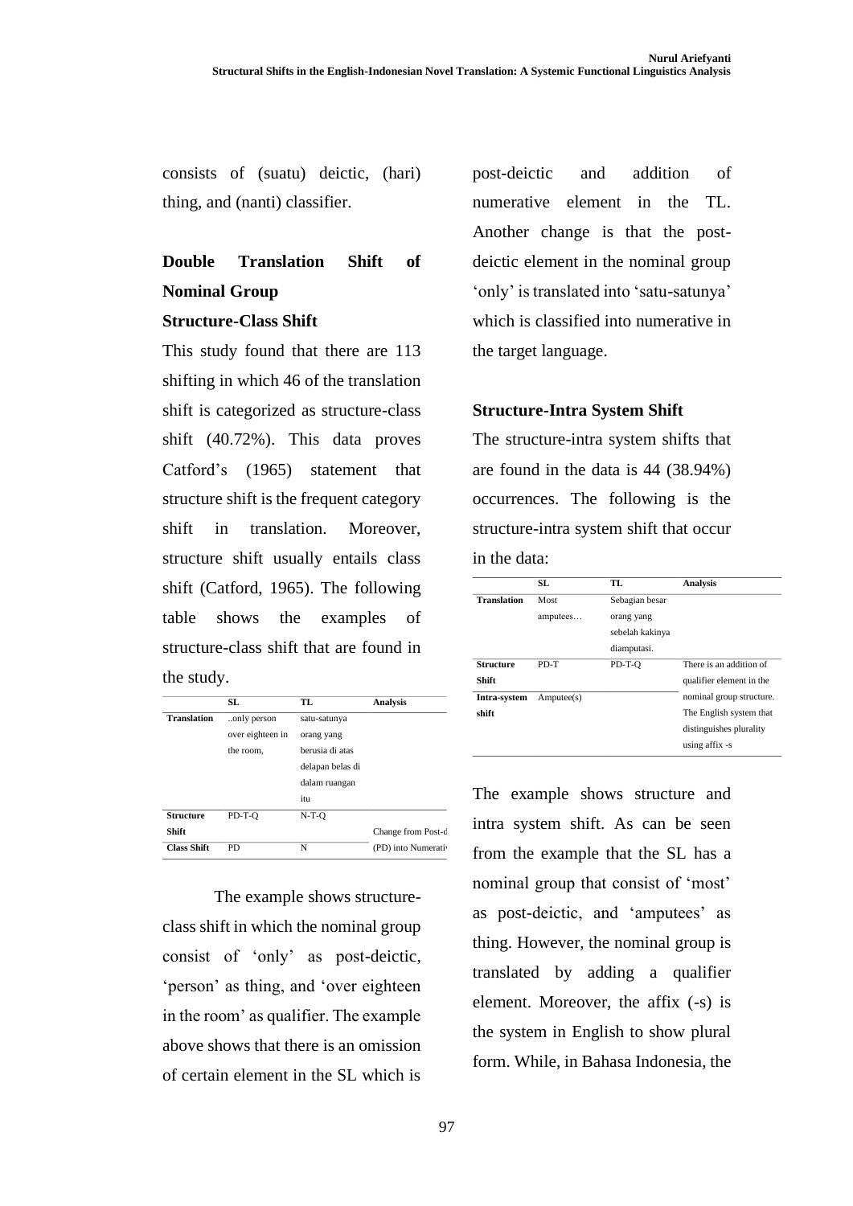consists of (suatu) deictic, (hari) thing, and (nanti) classifier.

## Double Translation Shift of Nominal Group

### Structure-Class Shift

This study found that there are 113 shifting in which 46 of the translation shift is categorized as structure-class shift (40.72%). This data proves Catford's (1965) statement that structure shift is the frequent category shift in translation. Moreover, structure shift usually entails class shift (Catford, 1965). The following table shows the examples of structure-class shift that are found in the study.

| | SL | TL | Analysis |
|---|---|---|---|
| **Translation** | ..only person over eighteen in the room, | satu-satunya orang yang berusia di atas delapan belas di dalam ruangan itu | |
| **Structure Shift** | PD-T-Q | N-T-Q | Change from Post-d (PD) into Numerati |
| **Class Shift** | PD | N | |

The example shows structure-class shift in which the nominal group consist of 'only' as post-deictic, 'person' as thing, and 'over eighteen in the room' as qualifier. The example above shows that there is an omission of certain element in the SL which is post-deictic and addition of numerative element in the TL. Another change is that the post-deictic element in the nominal group 'only' is translated into 'satu-satunya' which is classified into numerative in the target language.

### Structure-Intra System Shift

The structure-intra system shifts that are found in the data is 44 (38.94%) occurrences. The following is the structure-intra system shift that occur in the data:

| | SL | TL | Analysis |
|---|---|---|---|
| **Translation** | Most amputees… | Sebagian besar orang yang sebelah kakinya diamputasi. | |
| **Structure Shift** | PD-T | PD-T-Q | There is an addition of qualifier element in the nominal group structure. The English system that distinguishes plurality using affix -s |
| **Intra-system shift** | Amputee(s) | | |

The example shows structure and intra system shift. As can be seen from the example that the SL has a nominal group that consist of 'most' as post-deictic, and 'amputees' as thing. However, the nominal group is translated by adding a qualifier element. Moreover, the affix (-s) is the system in English to show plural form. While, in Bahasa Indonesia, the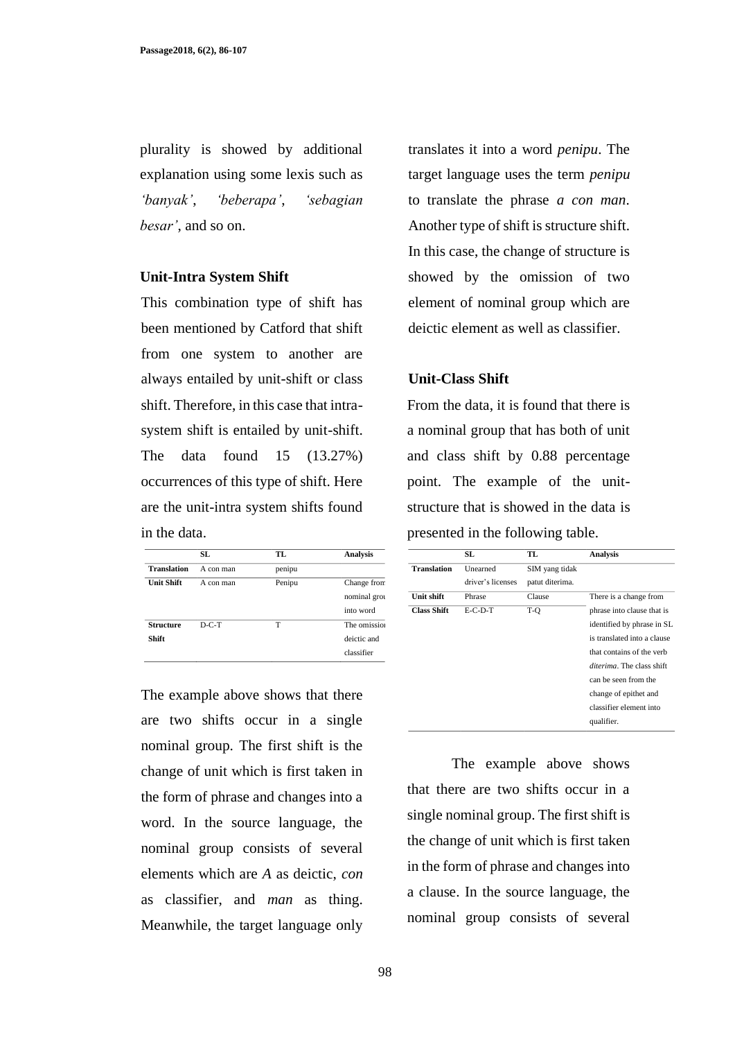plurality is showed by additional explanation using some lexis such as *'banyak'*, *'beberapa'*, *'sebagian besar'*, and so on.

**Unit-Intra System Shift**

This combination type of shift has been mentioned by Catford that shift from one system to another are always entailed by unit-shift or class shift. Therefore, in this case that intra-system shift is entailed by unit-shift. The data found 15 (13.27%) occurrences of this type of shift. Here are the unit-intra system shifts found in the data.

| | SL | TL | Analysis |
|---|---|---|---|
| **Translation** | A con man | penipu | |
| **Unit Shift** | A con man | Penipu | Change from nominal grou into word |
| **Structure Shift** | D-C-T | T | The omissio deictic and classifier |

The example above shows that there are two shifts occur in a single nominal group. The first shift is the change of unit which is first taken in the form of phrase and changes into a word. In the source language, the nominal group consists of several elements which are *A* as deictic, *con* as classifier, and *man* as thing. Meanwhile, the target language only translates it into a word *penipu*. The target language uses the term *penipu* to translate the phrase *a con man*. Another type of shift is structure shift. In this case, the change of structure is showed by the omission of two element of nominal group which are deictic element as well as classifier.

**Unit-Class Shift**

From the data, it is found that there is a nominal group that has both of unit and class shift by 0.88 percentage point. The example of the unit-structure that is showed in the data is presented in the following table.

| | SL | TL | Analysis |
|---|---|---|---|
| **Translation** | Unearned driver's licenses | SIM yang tidak patut diterima. | |
| **Unit shift** | Phrase | Clause | There is a change from phrase into clause that is identified by phrase in SL is translated into a clause that contains of the verb *diterima*. The class shift can be seen from the change of epithet and classifier element into qualifier. |
| **Class Shift** | E-C-D-T | T-Q | |

The example above shows that there are two shifts occur in a single nominal group. The first shift is the change of unit which is first taken in the form of phrase and changes into a clause. In the source language, the nominal group consists of several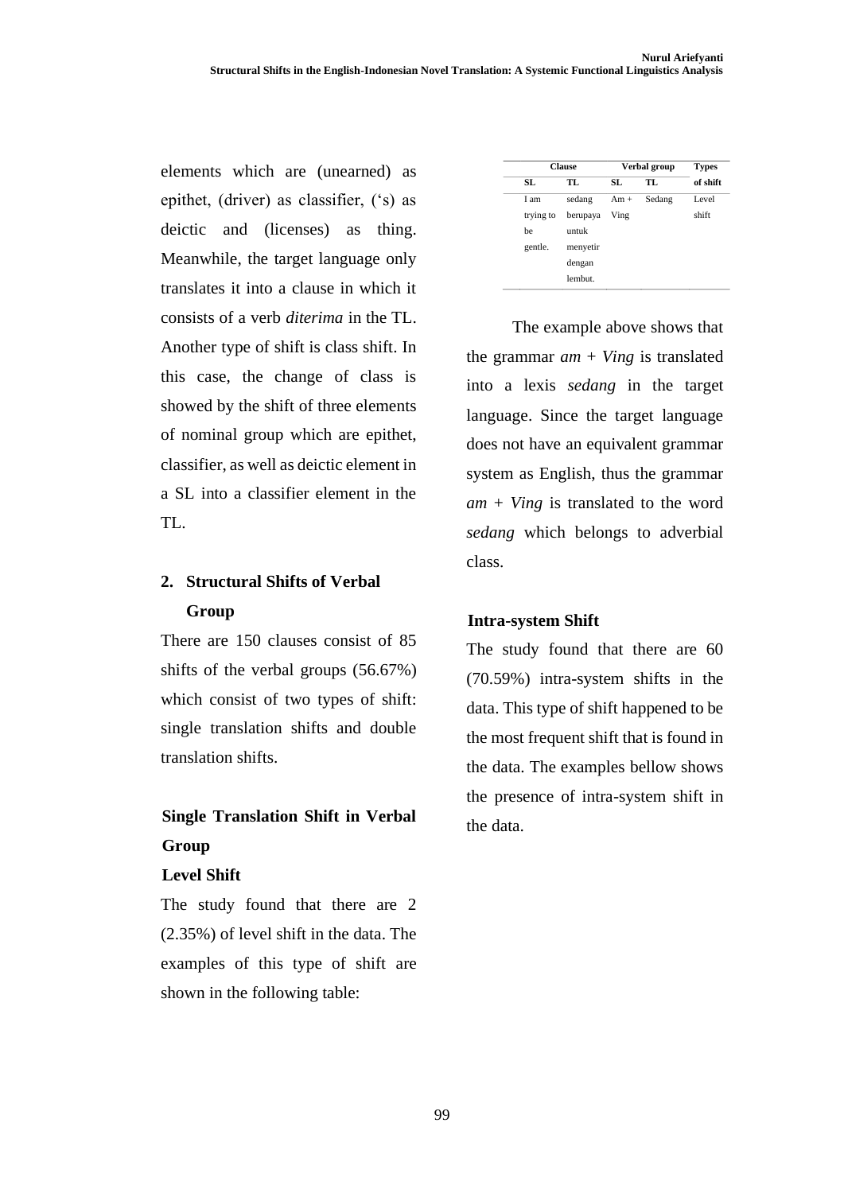elements which are (unearned) as epithet, (driver) as classifier, ('s) as deictic and (licenses) as thing. Meanwhile, the target language only translates it into a clause in which it consists of a verb *diterima* in the TL. Another type of shift is class shift. In this case, the change of class is showed by the shift of three elements of nominal group which are epithet, classifier, as well as deictic element in a SL into a classifier element in the TL.

## 2. Structural Shifts of Verbal Group

There are 150 clauses consist of 85 shifts of the verbal groups (56.67%) which consist of two types of shift: single translation shifts and double translation shifts.

### Single Translation Shift in Verbal Group

#### Level Shift

The study found that there are 2 (2.35%) of level shift in the data. The examples of this type of shift are shown in the following table:

| Clause | | Verbal group | | Types of shift |
|---|---|---|---|---|
| SL | TL | SL | TL | |
| I am trying to be gentle. | sedang berupaya untuk menyetir dengan lembut. | Am + Ving | Sedang | Level shift |

The example above shows that the grammar *am* + *Ving* is translated into a lexis *sedang* in the target language. Since the target language does not have an equivalent grammar system as English, thus the grammar *am* + *Ving* is translated to the word *sedang* which belongs to adverbial class.

#### Intra-system Shift

The study found that there are 60 (70.59%) intra-system shifts in the data. This type of shift happened to be the most frequent shift that is found in the data. The examples bellow shows the presence of intra-system shift in the data.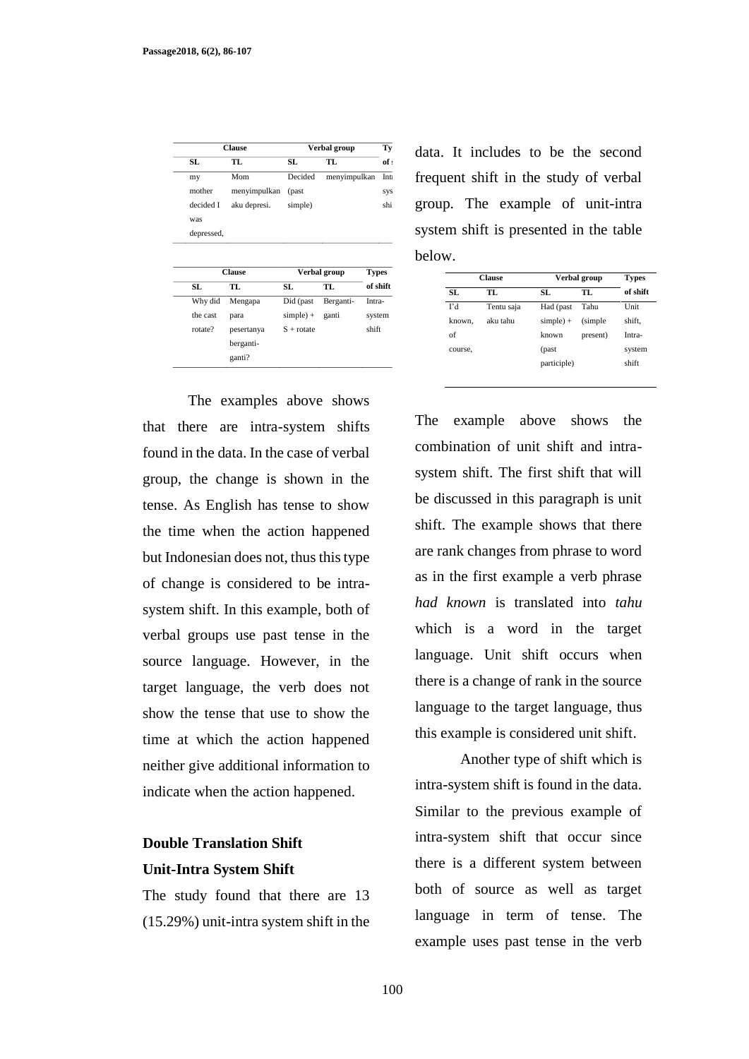| Clause | | Verbal group | | Types of shift |
|---|---|---|---|---|
| SL | TL | SL | TL | |
| my mother decided I was depressed, | Mom menyimpulkan aku depresi. | Decided (past simple) | menyimpulkan | Intra-system shift |

| Clause | | Verbal group | | Types of shift |
|---|---|---|---|---|
| SL | TL | SL | TL | |
| Why did the cast rotate? | Mengapa para pesertanya berganti-ganti? | Did (past simple) + S + rotate | Berganti-ganti | Intra-system shift |

The examples above shows that there are intra-system shifts found in the data. In the case of verbal group, the change is shown in the tense. As English has tense to show the time when the action happened but Indonesian does not, thus this type of change is considered to be intra-system shift. In this example, both of verbal groups use past tense in the source language. However, in the target language, the verb does not show the tense that use to show the time at which the action happened neither give additional information to indicate when the action happened.

**Double Translation Shift**

**Unit-Intra System Shift**

The study found that there are 13 (15.29%) unit-intra system shift in the data. It includes to be the second frequent shift in the study of verbal group. The example of unit-intra system shift is presented in the table below.

| Clause | | Verbal group | | Types of shift |
|---|---|---|---|---|
| SL | TL | SL | TL | |
| I'd known, of course, | Tentu saja aku tahu | Had (past simple) + known (past participle) | Tahu (simple present) | Unit shift, Intra-system shift |

The example above shows the combination of unit shift and intra-system shift. The first shift that will be discussed in this paragraph is unit shift. The example shows that there are rank changes from phrase to word as in the first example a verb phrase *had known* is translated into *tahu* which is a word in the target language. Unit shift occurs when there is a change of rank in the source language to the target language, thus this example is considered unit shift.

Another type of shift which is intra-system shift is found in the data. Similar to the previous example of intra-system shift that occur since there is a different system between both of source as well as target language in term of tense. The example uses past tense in the verb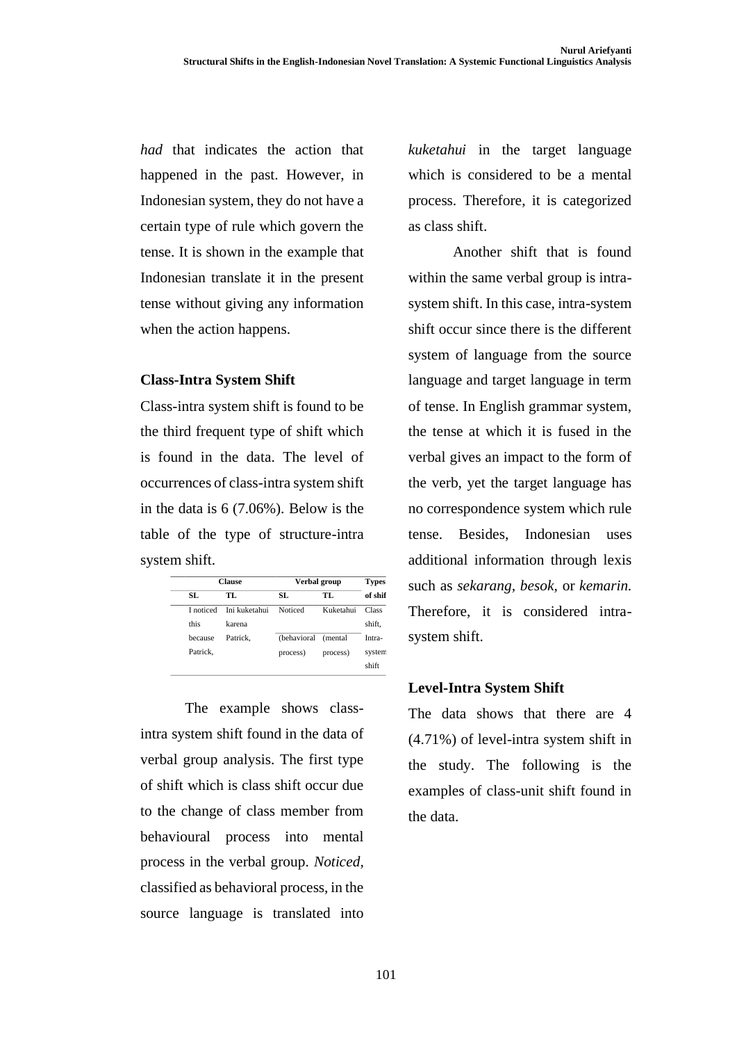*had* that indicates the action that happened in the past. However, in Indonesian system, they do not have a certain type of rule which govern the tense. It is shown in the example that Indonesian translate it in the present tense without giving any information when the action happens.

**Class-Intra System Shift**

Class-intra system shift is found to be the third frequent type of shift which is found in the data. The level of occurrences of class-intra system shift in the data is 6 (7.06%). Below is the table of the type of structure-intra system shift.

| Clause | | Verbal group | | Types of shif |
|---|---|---|---|---|
| SL | TL | SL | TL | |
| I noticed this because Patrick, | Ini kuketahui karena Patrick, | Noticed (behavioral process) | Kuketahui (mental process) | Class shift, Intra-system shift |

The example shows class-intra system shift found in the data of verbal group analysis. The first type of shift which is class shift occur due to the change of class member from behavioural process into mental process in the verbal group. *Noticed,* classified as behavioral process, in the source language is translated into *kuketahui* in the target language which is considered to be a mental process. Therefore, it is categorized as class shift.

Another shift that is found within the same verbal group is intra-system shift. In this case, intra-system shift occur since there is the different system of language from the source language and target language in term of tense. In English grammar system, the tense at which it is fused in the verbal gives an impact to the form of the verb, yet the target language has no correspondence system which rule tense. Besides, Indonesian uses additional information through lexis such as *sekarang*, *besok,* or *kemarin.* Therefore, it is considered intra-system shift.

**Level-Intra System Shift**

The data shows that there are 4 (4.71%) of level-intra system shift in the study. The following is the examples of class-unit shift found in the data.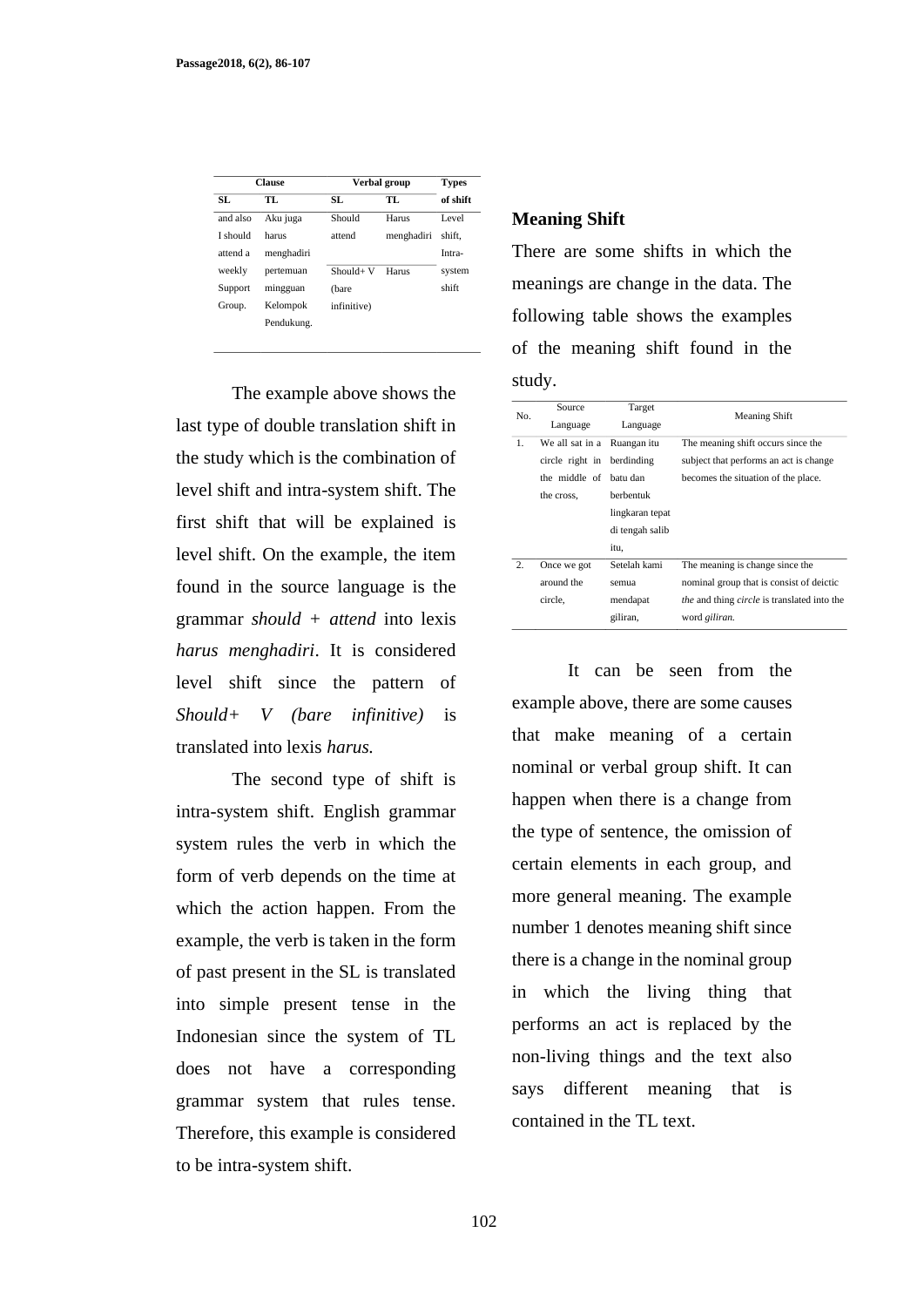| Clause | | Verbal group | | Types of shift |
|---|---|---|---|---|
| SL | TL | SL | TL | |
| and also I should attend a weekly Support Group. | Aku juga harus menghadiri pertemuan mingguan Kelompok Pendukung. | Should attend | Harus menghadiri | Level shift, Intra-system shift |
| | | Should+ V (bare infinitive) | Harus | |

The example above shows the last type of double translation shift in the study which is the combination of level shift and intra-system shift. The first shift that will be explained is level shift. On the example, the item found in the source language is the grammar *should + attend* into lexis *harus menghadiri*. It is considered level shift since the pattern of *Should+ V (bare infinitive)* is translated into lexis *harus.*

The second type of shift is intra-system shift. English grammar system rules the verb in which the form of verb depends on the time at which the action happen. From the example, the verb is taken in the form of past present in the SL is translated into simple present tense in the Indonesian since the system of TL does not have a corresponding grammar system that rules tense. Therefore, this example is considered to be intra-system shift.

## Meaning Shift

There are some shifts in which the meanings are change in the data. The following table shows the examples of the meaning shift found in the study.

| No. | Source Language | Target Language | Meaning Shift |
|---|---|---|---|
| 1. | We all sat in a circle right in the middle of the cross, | Ruangan itu berdinding batu dan berbentuk lingkaran tepat di tengah salib itu, | The meaning shift occurs since the subject that performs an act is change becomes the situation of the place. |
| 2. | Once we got around the circle, | Setelah kami semua mendapat giliran, | The meaning is change since the nominal group that is consist of deictic *the* and thing *circle* is translated into the word *giliran.* |

It can be seen from the example above, there are some causes that make meaning of a certain nominal or verbal group shift. It can happen when there is a change from the type of sentence, the omission of certain elements in each group, and more general meaning. The example number 1 denotes meaning shift since there is a change in the nominal group in which the living thing that performs an act is replaced by the non-living things and the text also says different meaning that is contained in the TL text.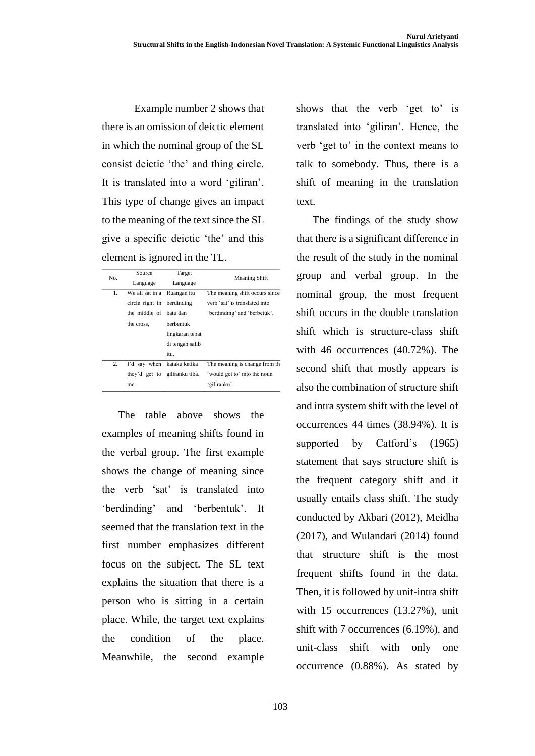Example number 2 shows that there is an omission of deictic element in which the nominal group of the SL consist deictic 'the' and thing circle. It is translated into a word 'giliran'. This type of change gives an impact to the meaning of the text since the SL give a specific deictic 'the' and this element is ignored in the TL.

| No. | Source Language | Target Language | Meaning Shift |
|---|---|---|---|
| 1. | We all sat in a circle right in the middle of the cross, | Ruangan itu berdinding batu dan berbentuk lingkaran tepat di tengah salib itu, | The meaning shift occurs since verb 'sat' is translated into 'berdinding' and 'berbetuk'. |
| 2. | I'd say when they'd get to me. | kataku ketika giliranku tiba. | The meaning is change from th 'would get to' into the noun 'giliranku'. |

The table above shows the examples of meaning shifts found in the verbal group. The first example shows the change of meaning since the verb 'sat' is translated into 'berdinding' and 'berbentuk'. It seemed that the translation text in the first number emphasizes different focus on the subject. The SL text explains the situation that there is a person who is sitting in a certain place. While, the target text explains the condition of the place. Meanwhile, the second example shows that the verb 'get to' is translated into 'giliran'. Hence, the verb 'get to' in the context means to talk to somebody. Thus, there is a shift of meaning in the translation text.

The findings of the study show that there is a significant difference in the result of the study in the nominal group and verbal group. In the nominal group, the most frequent shift occurs in the double translation shift which is structure-class shift with 46 occurrences (40.72%). The second shift that mostly appears is also the combination of structure shift and intra system shift with the level of occurrences 44 times (38.94%). It is supported by Catford's (1965) statement that says structure shift is the frequent category shift and it usually entails class shift. The study conducted by Akbari (2012), Meidha (2017), and Wulandari (2014) found that structure shift is the most frequent shifts found in the data. Then, it is followed by unit-intra shift with 15 occurrences (13.27%), unit shift with 7 occurrences (6.19%), and unit-class shift with only one occurrence (0.88%). As stated by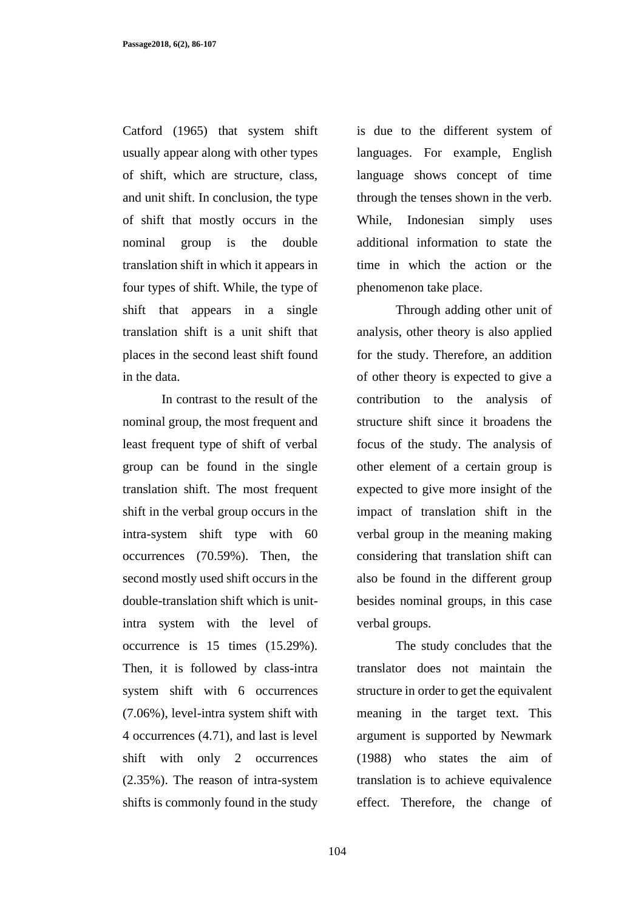Catford (1965) that system shift usually appear along with other types of shift, which are structure, class, and unit shift. In conclusion, the type of shift that mostly occurs in the nominal group is the double translation shift in which it appears in four types of shift. While, the type of shift that appears in a single translation shift is a unit shift that places in the second least shift found in the data.

In contrast to the result of the nominal group, the most frequent and least frequent type of shift of verbal group can be found in the single translation shift. The most frequent shift in the verbal group occurs in the intra-system shift type with 60 occurrences (70.59%). Then, the second mostly used shift occurs in the double-translation shift which is unit-intra system with the level of occurrence is 15 times (15.29%). Then, it is followed by class-intra system shift with 6 occurrences (7.06%), level-intra system shift with 4 occurrences (4.71), and last is level shift with only 2 occurrences (2.35%). The reason of intra-system shifts is commonly found in the study is due to the different system of languages. For example, English language shows concept of time through the tenses shown in the verb. While, Indonesian simply uses additional information to state the time in which the action or the phenomenon take place.

Through adding other unit of analysis, other theory is also applied for the study. Therefore, an addition of other theory is expected to give a contribution to the analysis of structure shift since it broadens the focus of the study. The analysis of other element of a certain group is expected to give more insight of the impact of translation shift in the verbal group in the meaning making considering that translation shift can also be found in the different group besides nominal groups, in this case verbal groups.

The study concludes that the translator does not maintain the structure in order to get the equivalent meaning in the target text. This argument is supported by Newmark (1988) who states the aim of translation is to achieve equivalence effect. Therefore, the change of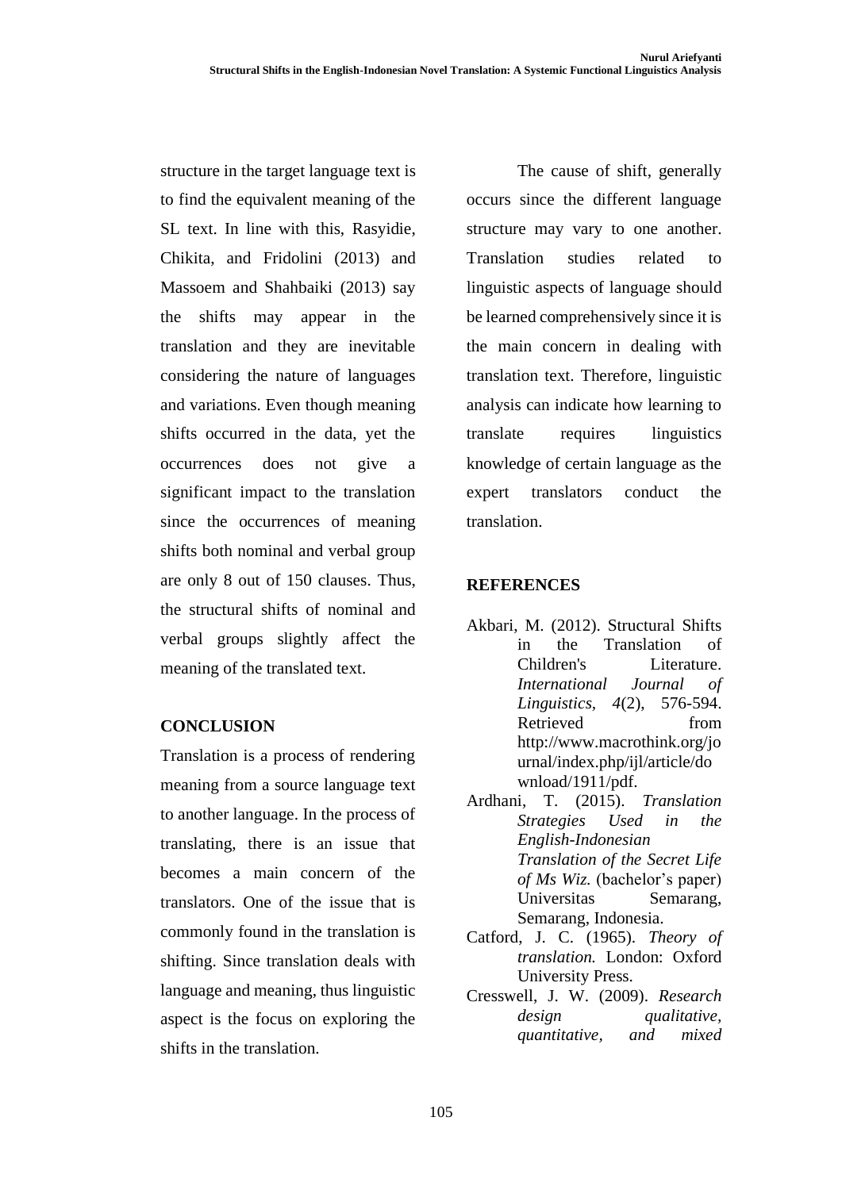structure in the target language text is to find the equivalent meaning of the SL text. In line with this, Rasyidie, Chikita, and Fridolini (2013) and Massoem and Shahbaiki (2013) say the shifts may appear in the translation and they are inevitable considering the nature of languages and variations. Even though meaning shifts occurred in the data, yet the occurrences does not give a significant impact to the translation since the occurrences of meaning shifts both nominal and verbal group are only 8 out of 150 clauses. Thus, the structural shifts of nominal and verbal groups slightly affect the meaning of the translated text.

## CONCLUSION

Translation is a process of rendering meaning from a source language text to another language. In the process of translating, there is an issue that becomes a main concern of the translators. One of the issue that is commonly found in the translation is shifting. Since translation deals with language and meaning, thus linguistic aspect is the focus on exploring the shifts in the translation.

The cause of shift, generally occurs since the different language structure may vary to one another. Translation studies related to linguistic aspects of language should be learned comprehensively since it is the main concern in dealing with translation text. Therefore, linguistic analysis can indicate how learning to translate requires linguistics knowledge of certain language as the expert translators conduct the translation.

## REFERENCES

Akbari, M. (2012). Structural Shifts in the Translation of Children's Literature. *International Journal of Linguistics*, *4*(2), 576-594. Retrieved from http://www.macrothink.org/journal/index.php/ijl/article/download/1911/pdf.

Ardhani, T. (2015). *Translation Strategies Used in the English-Indonesian Translation of the Secret Life of Ms Wiz.* (bachelor's paper) Universitas Semarang, Semarang, Indonesia.

Catford, J. C. (1965). *Theory of translation.* London: Oxford University Press.

Cresswell, J. W. (2009). *Research design qualitative, quantitative, and mixed*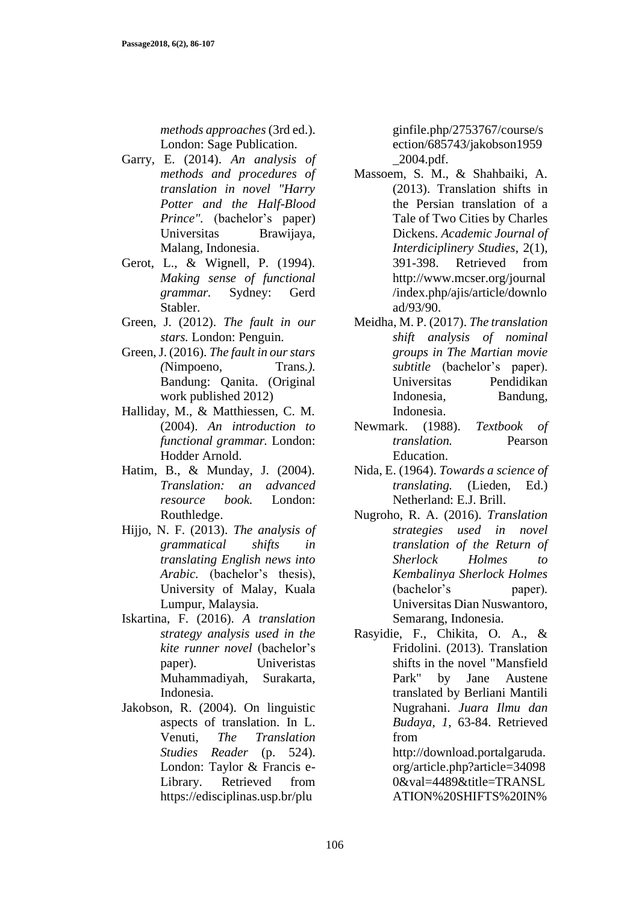*methods approaches* (3rd ed.). London: Sage Publication.

Garry, E. (2014). *An analysis of methods and procedures of translation in novel "Harry Potter and the Half-Blood Prince".* (bachelor's paper) Universitas Brawijaya, Malang, Indonesia.

Gerot, L., & Wignell, P. (1994). *Making sense of functional grammar.* Sydney: Gerd Stabler.

Green, J. (2012). *The fault in our stars.* London: Penguin.

Green, J. (2016). *The fault in our stars (*Nimpoeno, Trans*.).* Bandung: Qanita. (Original work published 2012)

Halliday, M., & Matthiessen, C. M. (2004). *An introduction to functional grammar.* London: Hodder Arnold.

Hatim, B., & Munday, J. (2004). *Translation: an advanced resource book.* London: Routhledge.

Hijjo, N. F. (2013). *The analysis of grammatical shifts in translating English news into Arabic.* (bachelor's thesis), University of Malay, Kuala Lumpur, Malaysia.

Iskartina, F. (2016). *A translation strategy analysis used in the kite runner novel* (bachelor's paper). Univeristas Muhammadiyah, Surakarta, Indonesia.

Jakobson, R. (2004). On linguistic aspects of translation. In L. Venuti, *The Translation Studies Reader* (p. 524). London: Taylor & Francis e-Library. Retrieved from https://edisciplinas.usp.br/pluginfile.php/2753767/course/section/685743/jakobson1959_2004.pdf.

Massoem, S. M., & Shahbaiki, A. (2013). Translation shifts in the Persian translation of a Tale of Two Cities by Charles Dickens. *Academic Journal of Interdiciplinery Studies*, 2(1), 391-398. Retrieved from http://www.mcser.org/journal/index.php/ajis/article/download/93/90.

Meidha, M. P. (2017). *The translation shift analysis of nominal groups in The Martian movie subtitle* (bachelor's paper). Universitas Pendidikan Indonesia, Bandung, Indonesia.

Newmark. (1988). *Textbook of translation.* Pearson Education.

Nida, E. (1964). *Towards a science of translating.* (Lieden, Ed.) Netherland: E.J. Brill.

Nugroho, R. A. (2016). *Translation strategies used in novel translation of the Return of Sherlock Holmes to Kembalinya Sherlock Holmes* (bachelor's paper). Universitas Dian Nuswantoro, Semarang, Indonesia.

Rasyidie, F., Chikita, O. A., & Fridolini. (2013). Translation shifts in the novel "Mansfield Park" by Jane Austene translated by Berliani Mantili Nugrahani. *Juara Ilmu dan Budaya*, *1*, 63-84. Retrieved from http://download.portalgaruda.org/article.php?article=340980&val=4489&title=TRANSLATION%20SHIFTS%20IN%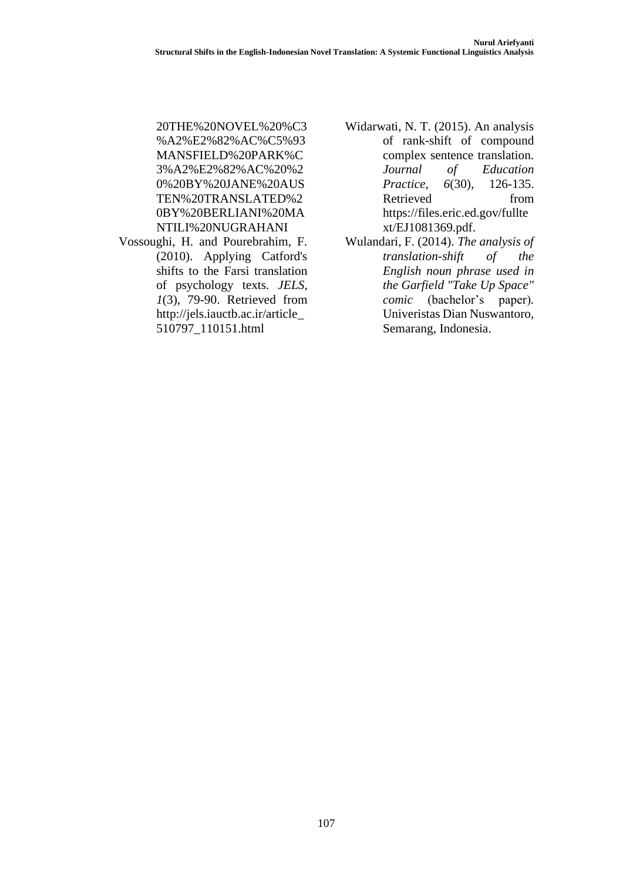20THE%20NOVEL%20%C3%A2%E2%82%AC%C5%93MANSFIELD%20PARK%C3%A2%E2%82%AC%20%20%20BY%20JANE%20AUSTEN%20TRANSLATED%20BY%20BERLIANI%20MANTILI%20NUGRAHANI

Vossoughi, H. and Pourebrahim, F. (2010). Applying Catford's shifts to the Farsi translation of psychology texts. *JELS*, *1*(3), 79-90. Retrieved from http://jels.iauctb.ac.ir/article_510797_110151.html

Widarwati, N. T. (2015). An analysis of rank-shift of compound complex sentence translation. *Journal of Education Practice*, *6*(30), 126-135. Retrieved from https://files.eric.ed.gov/fulltext/EJ1081369.pdf.

Wulandari, F. (2014). *The analysis of translation-shift of the English noun phrase used in the Garfield "Take Up Space" comic* (bachelor's paper). Univeristas Dian Nuswantoro, Semarang, Indonesia.